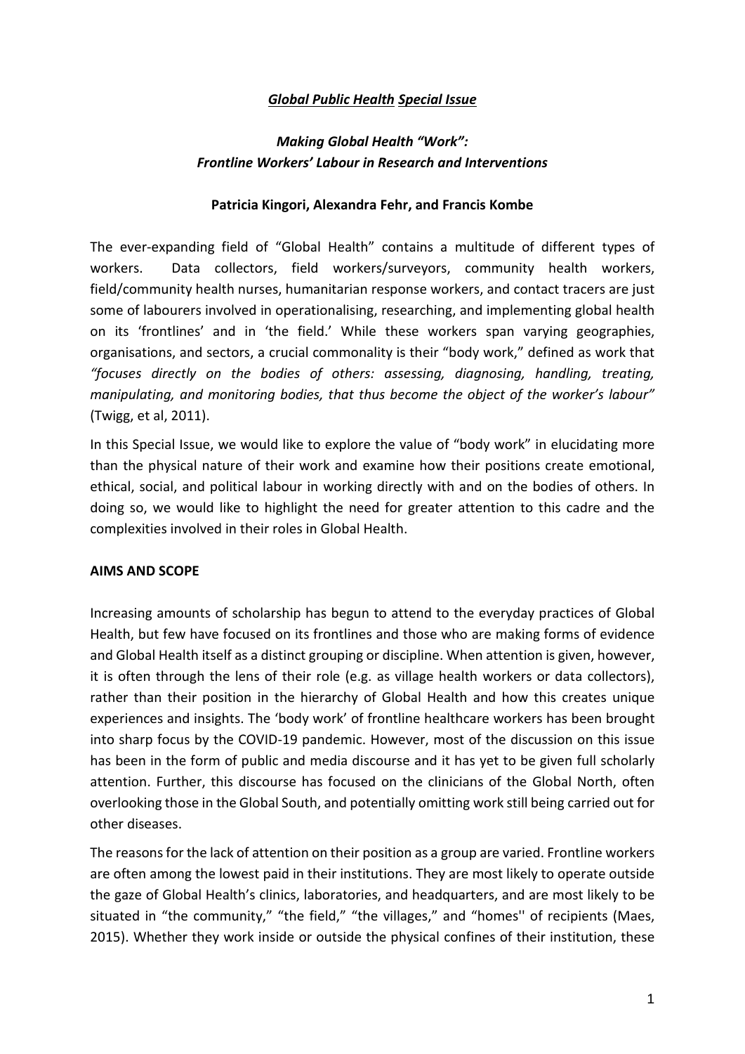***<u>Global Public Health</u> <u>Special Issue</u>***

***Making Global Health "Work": Frontline Workers' Labour in Research and Interventions***

**Patricia Kingori, Alexandra Fehr, and Francis Kombe**

The ever-expanding field of "Global Health" contains a multitude of different types of workers. Data collectors, field workers/surveyors, community health workers, field/community health nurses, humanitarian response workers, and contact tracers are just some of labourers involved in operationalising, researching, and implementing global health on its 'frontlines' and in 'the field.' While these workers span varying geographies, organisations, and sectors, a crucial commonality is their "body work," defined as work that *"focuses directly on the bodies of others: assessing, diagnosing, handling, treating, manipulating, and monitoring bodies, that thus become the object of the worker's labour"* (Twigg, et al, 2011).

In this Special Issue, we would like to explore the value of "body work" in elucidating more than the physical nature of their work and examine how their positions create emotional, ethical, social, and political labour in working directly with and on the bodies of others. In doing so, we would like to highlight the need for greater attention to this cadre and the complexities involved in their roles in Global Health.

**AIMS AND SCOPE**

Increasing amounts of scholarship has begun to attend to the everyday practices of Global Health, but few have focused on its frontlines and those who are making forms of evidence and Global Health itself as a distinct grouping or discipline. When attention is given, however, it is often through the lens of their role (e.g. as village health workers or data collectors), rather than their position in the hierarchy of Global Health and how this creates unique experiences and insights. The 'body work' of frontline healthcare workers has been brought into sharp focus by the COVID-19 pandemic. However, most of the discussion on this issue has been in the form of public and media discourse and it has yet to be given full scholarly attention. Further, this discourse has focused on the clinicians of the Global North, often overlooking those in the Global South, and potentially omitting work still being carried out for other diseases.

The reasons for the lack of attention on their position as a group are varied. Frontline workers are often among the lowest paid in their institutions. They are most likely to operate outside the gaze of Global Health's clinics, laboratories, and headquarters, and are most likely to be situated in "the community," "the field," "the villages," and "homes'' of recipients (Maes, 2015). Whether they work inside or outside the physical confines of their institution, these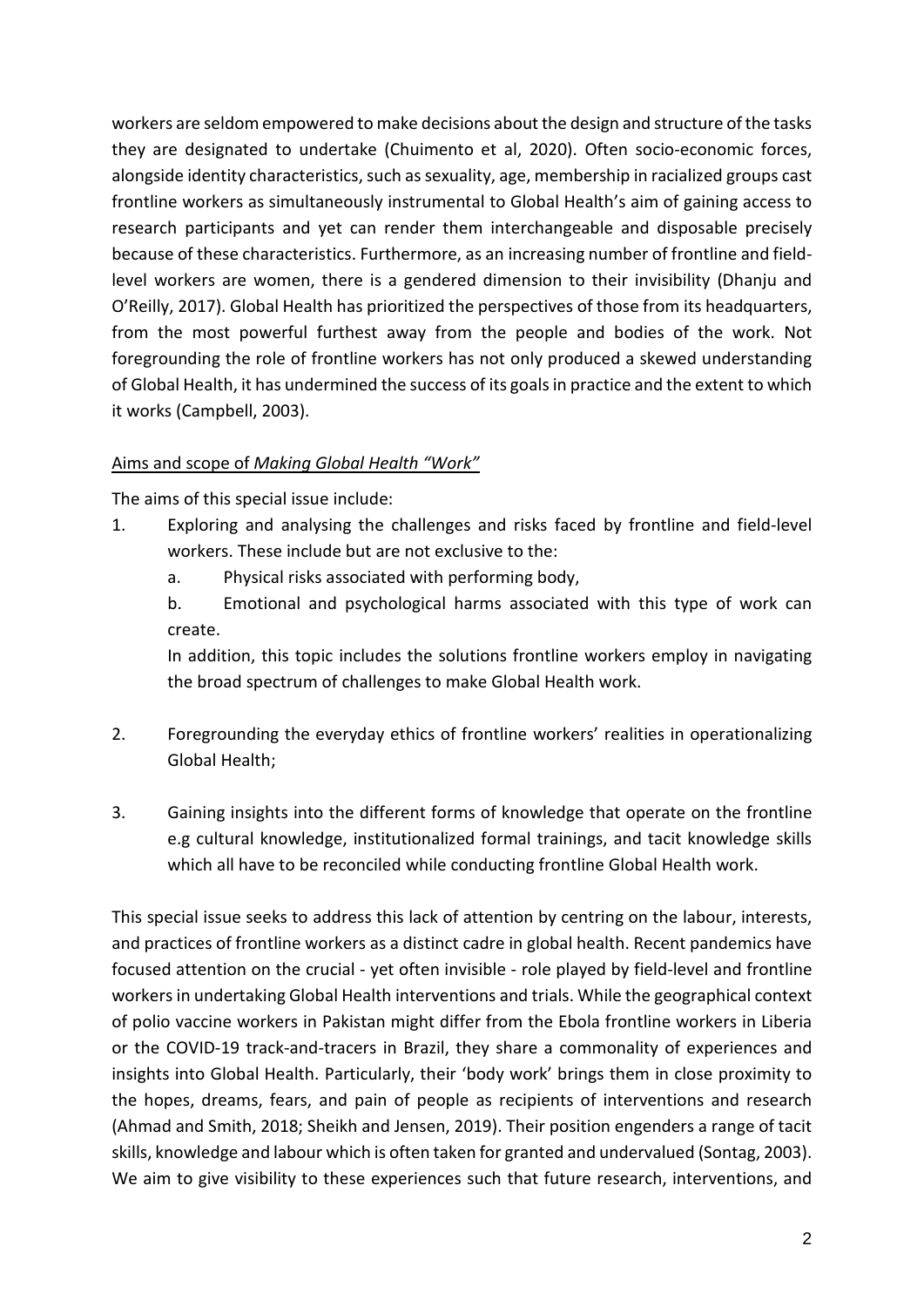workers are seldom empowered to make decisions about the design and structure of the tasks they are designated to undertake (Chuimento et al, 2020). Often socio-economic forces, alongside identity characteristics, such as sexuality, age, membership in racialized groups cast frontline workers as simultaneously instrumental to Global Health's aim of gaining access to research participants and yet can render them interchangeable and disposable precisely because of these characteristics. Furthermore, as an increasing number of frontline and field-level workers are women, there is a gendered dimension to their invisibility (Dhanju and O'Reilly, 2017). Global Health has prioritized the perspectives of those from its headquarters, from the most powerful furthest away from the people and bodies of the work. Not foregrounding the role of frontline workers has not only produced a skewed understanding of Global Health, it has undermined the success of its goals in practice and the extent to which it works (Campbell, 2003).

## Aims and scope of *Making Global Health "Work"*

The aims of this special issue include:

1. Exploring and analysing the challenges and risks faced by frontline and field-level workers. These include but are not exclusive to the:
    a. Physical risks associated with performing body,
    b. Emotional and psychological harms associated with this type of work can create.

    In addition, this topic includes the solutions frontline workers employ in navigating the broad spectrum of challenges to make Global Health work.

2. Foregrounding the everyday ethics of frontline workers' realities in operationalizing Global Health;

3. Gaining insights into the different forms of knowledge that operate on the frontline e.g cultural knowledge, institutionalized formal trainings, and tacit knowledge skills which all have to be reconciled while conducting frontline Global Health work.

This special issue seeks to address this lack of attention by centring on the labour, interests, and practices of frontline workers as a distinct cadre in global health. Recent pandemics have focused attention on the crucial - yet often invisible - role played by field-level and frontline workers in undertaking Global Health interventions and trials. While the geographical context of polio vaccine workers in Pakistan might differ from the Ebola frontline workers in Liberia or the COVID-19 track-and-tracers in Brazil, they share a commonality of experiences and insights into Global Health. Particularly, their 'body work' brings them in close proximity to the hopes, dreams, fears, and pain of people as recipients of interventions and research (Ahmad and Smith, 2018; Sheikh and Jensen, 2019). Their position engenders a range of tacit skills, knowledge and labour which is often taken for granted and undervalued (Sontag, 2003). We aim to give visibility to these experiences such that future research, interventions, and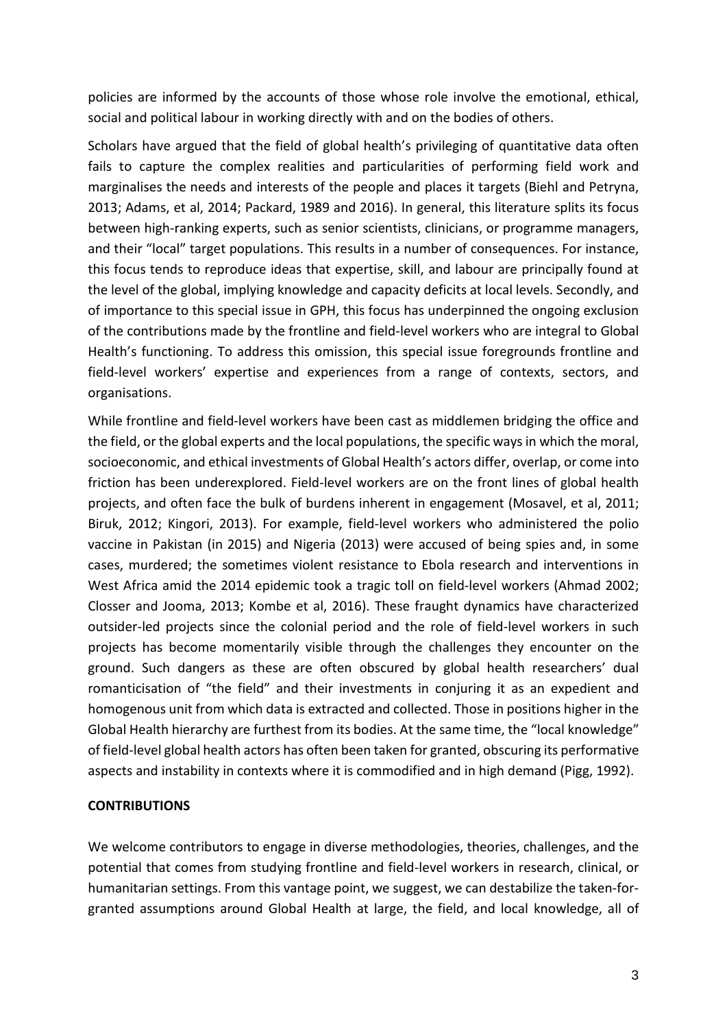policies are informed by the accounts of those whose role involve the emotional, ethical, social and political labour in working directly with and on the bodies of others.

Scholars have argued that the field of global health's privileging of quantitative data often fails to capture the complex realities and particularities of performing field work and marginalises the needs and interests of the people and places it targets (Biehl and Petryna, 2013; Adams, et al, 2014; Packard, 1989 and 2016). In general, this literature splits its focus between high-ranking experts, such as senior scientists, clinicians, or programme managers, and their "local" target populations. This results in a number of consequences. For instance, this focus tends to reproduce ideas that expertise, skill, and labour are principally found at the level of the global, implying knowledge and capacity deficits at local levels. Secondly, and of importance to this special issue in GPH, this focus has underpinned the ongoing exclusion of the contributions made by the frontline and field-level workers who are integral to Global Health's functioning. To address this omission, this special issue foregrounds frontline and field-level workers' expertise and experiences from a range of contexts, sectors, and organisations.

While frontline and field-level workers have been cast as middlemen bridging the office and the field, or the global experts and the local populations, the specific ways in which the moral, socioeconomic, and ethical investments of Global Health's actors differ, overlap, or come into friction has been underexplored. Field-level workers are on the front lines of global health projects, and often face the bulk of burdens inherent in engagement (Mosavel, et al, 2011; Biruk, 2012; Kingori, 2013). For example, field-level workers who administered the polio vaccine in Pakistan (in 2015) and Nigeria (2013) were accused of being spies and, in some cases, murdered; the sometimes violent resistance to Ebola research and interventions in West Africa amid the 2014 epidemic took a tragic toll on field-level workers (Ahmad 2002; Closser and Jooma, 2013; Kombe et al, 2016). These fraught dynamics have characterized outsider-led projects since the colonial period and the role of field-level workers in such projects has become momentarily visible through the challenges they encounter on the ground. Such dangers as these are often obscured by global health researchers' dual romanticisation of "the field" and their investments in conjuring it as an expedient and homogenous unit from which data is extracted and collected. Those in positions higher in the Global Health hierarchy are furthest from its bodies. At the same time, the "local knowledge" of field-level global health actors has often been taken for granted, obscuring its performative aspects and instability in contexts where it is commodified and in high demand (Pigg, 1992).

**CONTRIBUTIONS**

We welcome contributors to engage in diverse methodologies, theories, challenges, and the potential that comes from studying frontline and field-level workers in research, clinical, or humanitarian settings. From this vantage point, we suggest, we can destabilize the taken-for-granted assumptions around Global Health at large, the field, and local knowledge, all of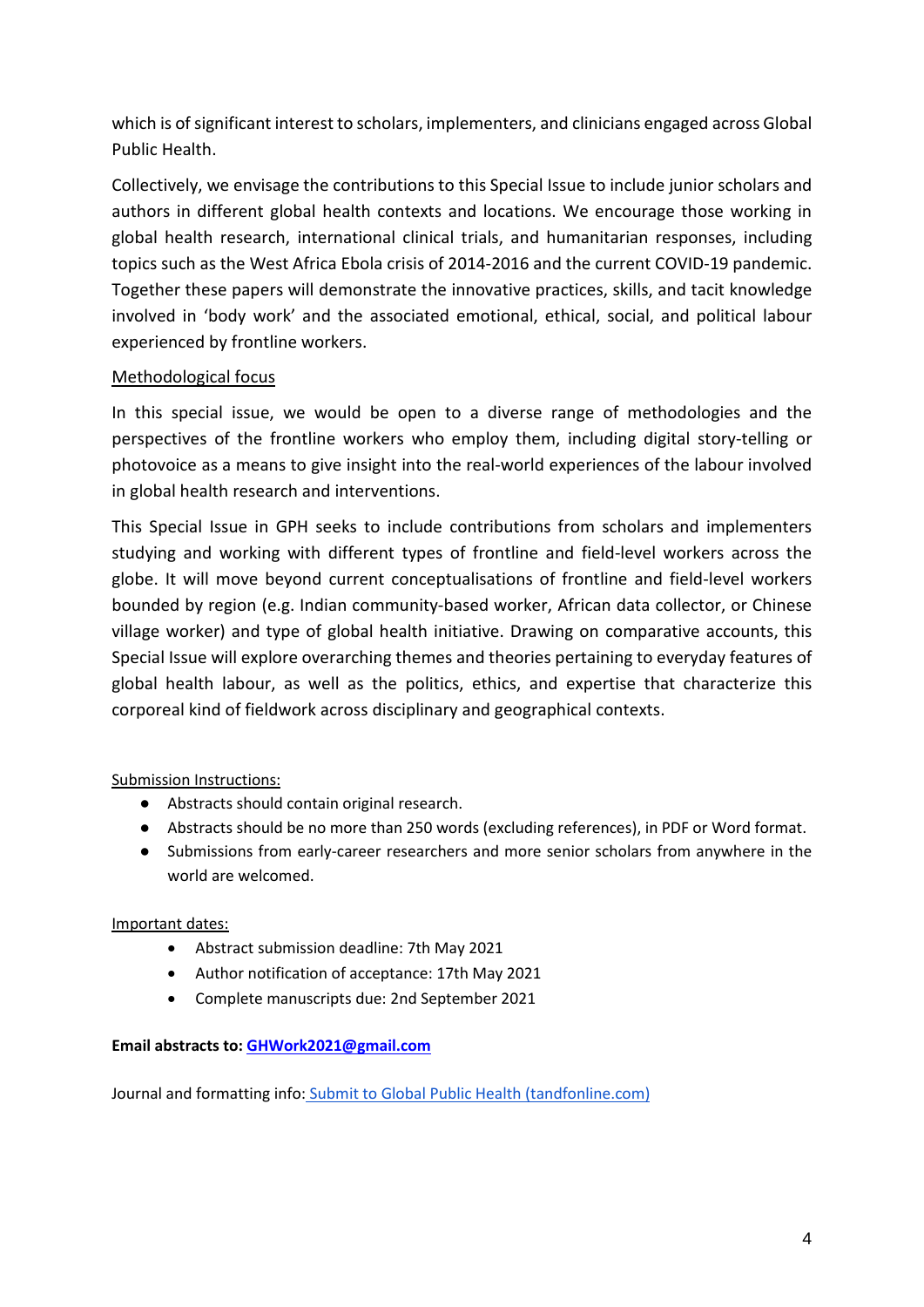which is of significant interest to scholars, implementers, and clinicians engaged across Global Public Health.

Collectively, we envisage the contributions to this Special Issue to include junior scholars and authors in different global health contexts and locations. We encourage those working in global health research, international clinical trials, and humanitarian responses, including topics such as the West Africa Ebola crisis of 2014-2016 and the current COVID-19 pandemic. Together these papers will demonstrate the innovative practices, skills, and tacit knowledge involved in 'body work' and the associated emotional, ethical, social, and political labour experienced by frontline workers.

<u>Methodological focus</u>

In this special issue, we would be open to a diverse range of methodologies and the perspectives of the frontline workers who employ them, including digital story-telling or photovoice as a means to give insight into the real-world experiences of the labour involved in global health research and interventions.

This Special Issue in GPH seeks to include contributions from scholars and implementers studying and working with different types of frontline and field-level workers across the globe. It will move beyond current conceptualisations of frontline and field-level workers bounded by region (e.g. Indian community-based worker, African data collector, or Chinese village worker) and type of global health initiative. Drawing on comparative accounts, this Special Issue will explore overarching themes and theories pertaining to everyday features of global health labour, as well as the politics, ethics, and expertise that characterize this corporeal kind of fieldwork across disciplinary and geographical contexts.

<u>Submission Instructions:</u>

- Abstracts should contain original research.
- Abstracts should be no more than 250 words (excluding references), in PDF or Word format.
- Submissions from early-career researchers and more senior scholars from anywhere in the world are welcomed.

<u>Important dates:</u>

- Abstract submission deadline: 7th May 2021
- Author notification of acceptance: 17th May 2021
- Complete manuscripts due: 2nd September 2021

**Email abstracts to: GHWork2021@gmail.com**

Journal and formatting info: Submit to Global Public Health (tandfonline.com)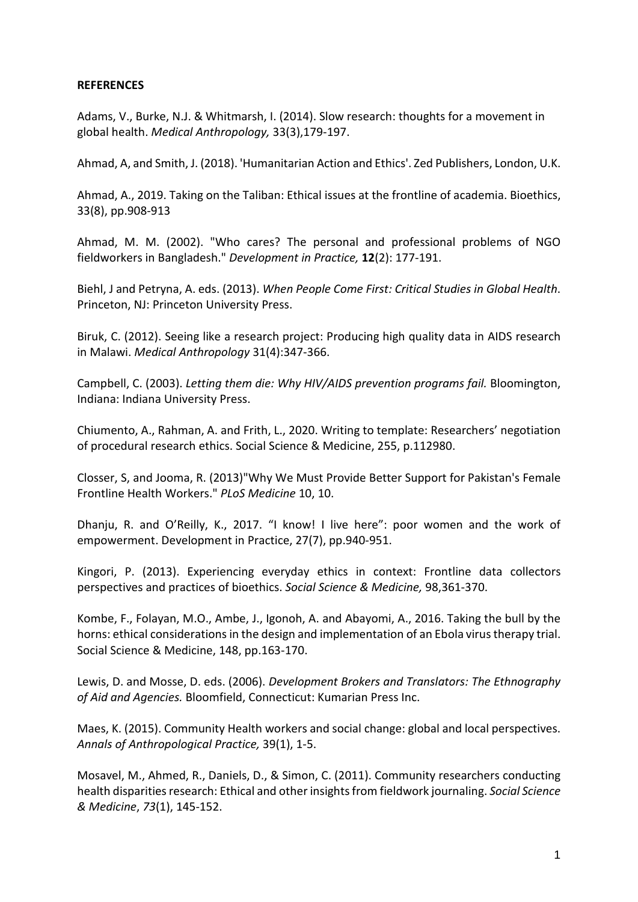**REFERENCES**

Adams, V., Burke, N.J. & Whitmarsh, I. (2014). Slow research: thoughts for a movement in global health. *Medical Anthropology,* 33(3),179-197.

Ahmad, A, and Smith, J. (2018). 'Humanitarian Action and Ethics'. Zed Publishers, London, U.K.

Ahmad, A., 2019. Taking on the Taliban: Ethical issues at the frontline of academia. Bioethics, 33(8), pp.908-913

Ahmad, M. M. (2002). "Who cares? The personal and professional problems of NGO fieldworkers in Bangladesh." *Development in Practice,* **12**(2): 177-191.

Biehl, J and Petryna, A. eds. (2013). *When People Come First: Critical Studies in Global Health*. Princeton, NJ: Princeton University Press.

Biruk, C. (2012). Seeing like a research project: Producing high quality data in AIDS research in Malawi. *Medical Anthropology* 31(4):347-366.

Campbell, C. (2003). *Letting them die: Why HIV/AIDS prevention programs fail.* Bloomington, Indiana: Indiana University Press.

Chiumento, A., Rahman, A. and Frith, L., 2020. Writing to template: Researchers' negotiation of procedural research ethics. Social Science & Medicine, 255, p.112980.

Closser, S, and Jooma, R. (2013)"Why We Must Provide Better Support for Pakistan's Female Frontline Health Workers." *PLoS Medicine* 10, 10.

Dhanju, R. and O'Reilly, K., 2017. "I know! I live here": poor women and the work of empowerment. Development in Practice, 27(7), pp.940-951.

Kingori, P. (2013). Experiencing everyday ethics in context: Frontline data collectors perspectives and practices of bioethics. *Social Science & Medicine,* 98,361-370.

Kombe, F., Folayan, M.O., Ambe, J., Igonoh, A. and Abayomi, A., 2016. Taking the bull by the horns: ethical considerations in the design and implementation of an Ebola virus therapy trial. Social Science & Medicine, 148, pp.163-170.

Lewis, D. and Mosse, D. eds. (2006). *Development Brokers and Translators: The Ethnography of Aid and Agencies.* Bloomfield, Connecticut: Kumarian Press Inc.

Maes, K. (2015). Community Health workers and social change: global and local perspectives. *Annals of Anthropological Practice,* 39(1), 1-5.

Mosavel, M., Ahmed, R., Daniels, D., & Simon, C. (2011). Community researchers conducting health disparities research: Ethical and other insights from fieldwork journaling. *Social Science & Medicine*, *73*(1), 145-152.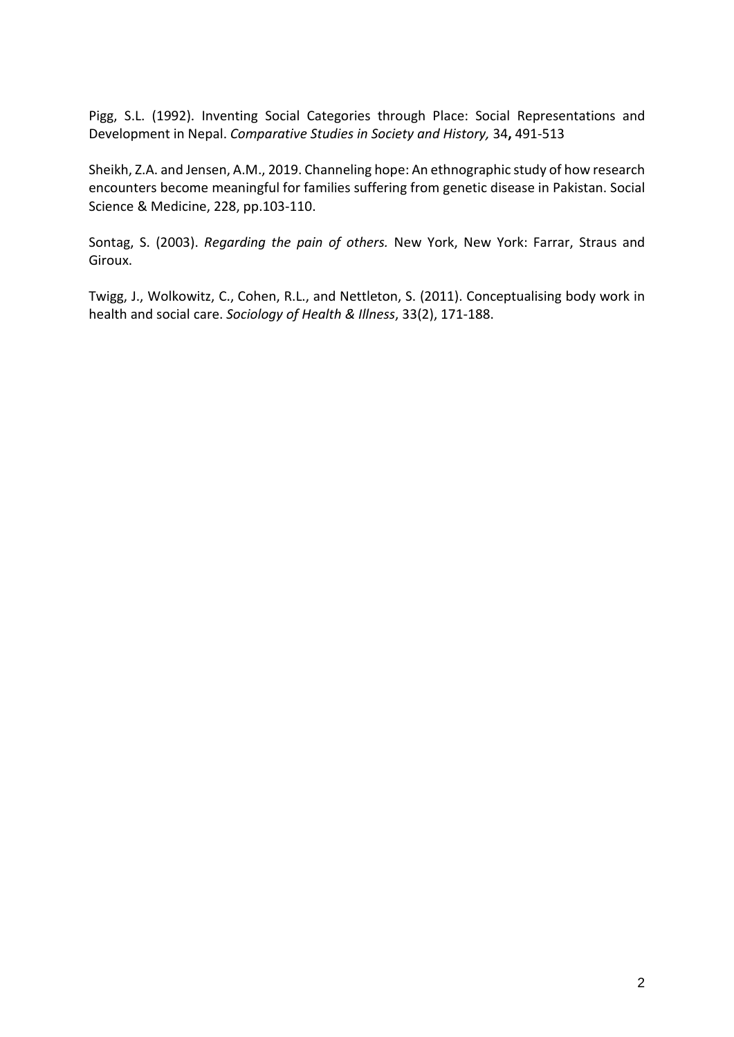Pigg, S.L. (1992). Inventing Social Categories through Place: Social Representations and Development in Nepal. *Comparative Studies in Society and History,* 34**,** 491-513

Sheikh, Z.A. and Jensen, A.M., 2019. Channeling hope: An ethnographic study of how research encounters become meaningful for families suffering from genetic disease in Pakistan. Social Science & Medicine, 228, pp.103-110.

Sontag, S. (2003). *Regarding the pain of others.* New York, New York: Farrar, Straus and Giroux.

Twigg, J., Wolkowitz, C., Cohen, R.L., and Nettleton, S. (2011). Conceptualising body work in health and social care. *Sociology of Health & Illness*, 33(2), 171-188.